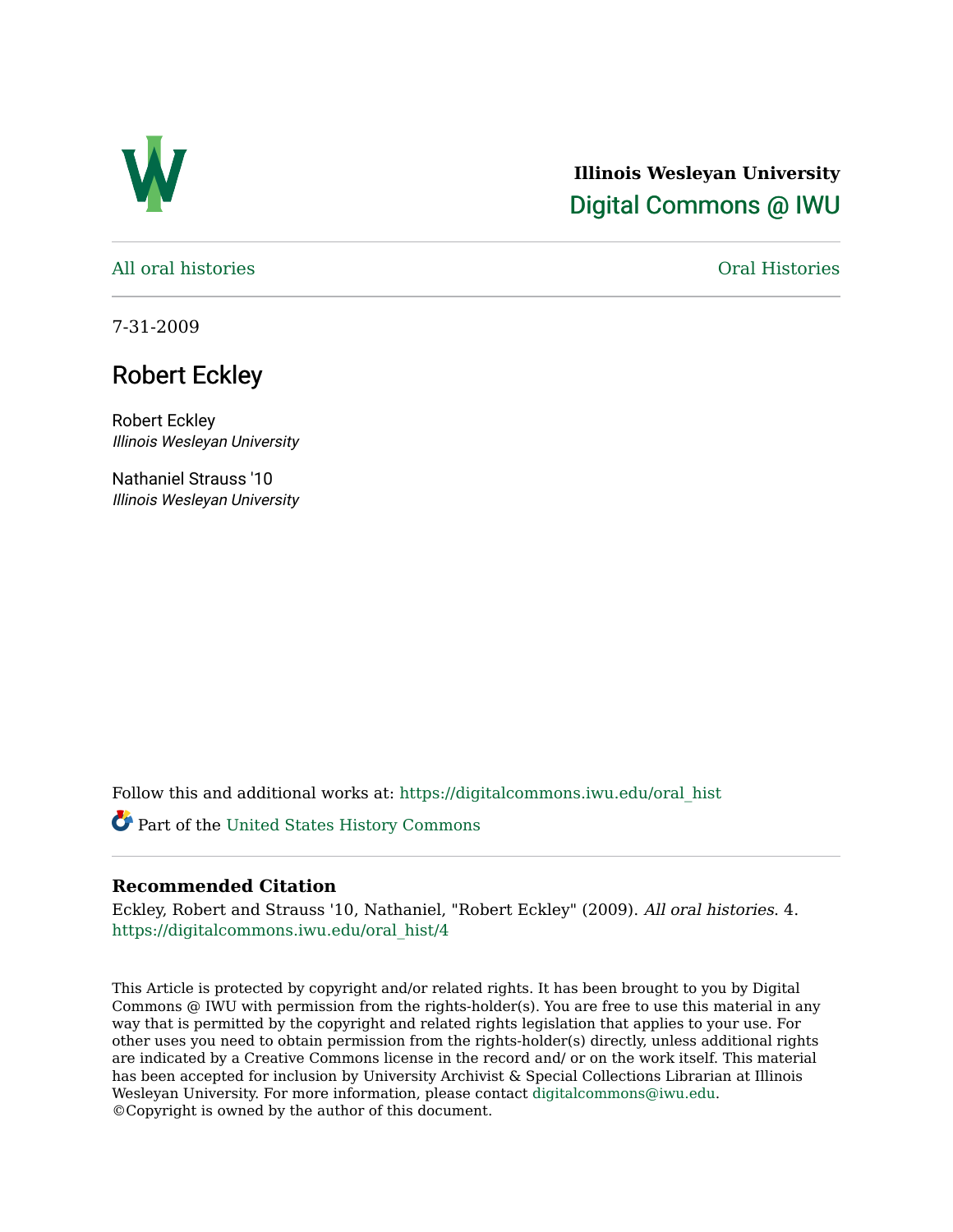**Illinois Wesleyan University**
Digital Commons @ IWU

All oral histories

Oral Histories

7-31-2009

# Robert Eckley

Robert Eckley
*Illinois Wesleyan University*

Nathaniel Strauss '10
*Illinois Wesleyan University*

Follow this and additional works at: https://digitalcommons.iwu.edu/oral_hist

Part of the United States History Commons

### Recommended Citation

Eckley, Robert and Strauss '10, Nathaniel, "Robert Eckley" (2009). *All oral histories*. 4.
https://digitalcommons.iwu.edu/oral_hist/4

This Article is protected by copyright and/or related rights. It has been brought to you by Digital Commons @ IWU with permission from the rights-holder(s). You are free to use this material in any way that is permitted by the copyright and related rights legislation that applies to your use. For other uses you need to obtain permission from the rights-holder(s) directly, unless additional rights are indicated by a Creative Commons license in the record and/ or on the work itself. This material has been accepted for inclusion by University Archivist & Special Collections Librarian at Illinois Wesleyan University. For more information, please contact digitalcommons@iwu.edu.
©Copyright is owned by the author of this document.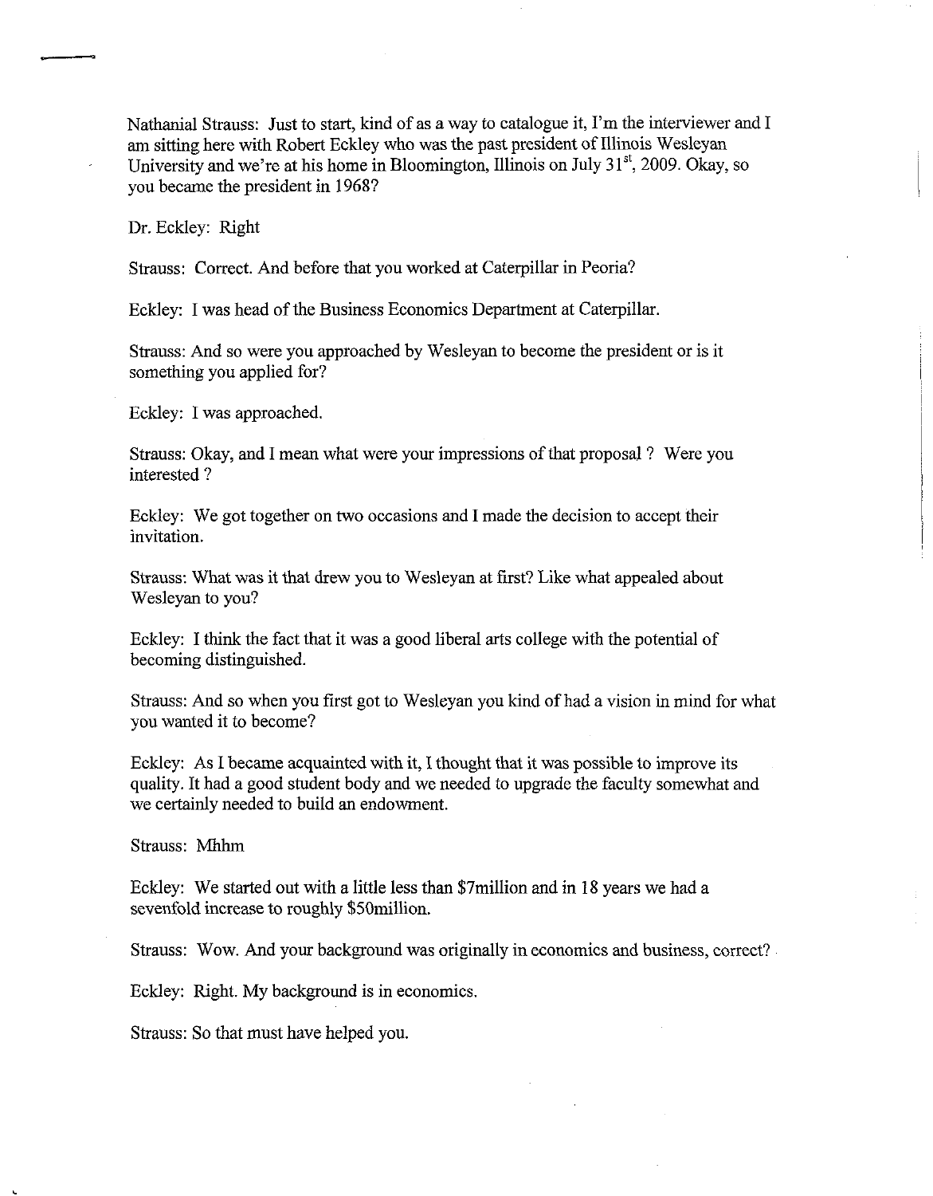Nathanial Strauss: Just to start, kind of as a way to catalogue it, I'm the interviewer and I am sitting here with Robert Eckley who was the past president of Illinois Wesleyan University and we're at his home in Bloomington, Illinois on July 31st, 2009. Okay, so you became the president in 1968?

Dr. Eckley: Right

Strauss: Correct. And before that you worked at Caterpillar in Peoria?

Eckley: I was head of the Business Economics Department at Caterpillar.

Strauss: And so were you approached by Wesleyan to become the president or is it something you applied for?

Eckley: I was approached.

Strauss: Okay, and I mean what were your impressions of that proposal ? Were you interested ?

Eckley: We got together on two occasions and I made the decision to accept their invitation.

Strauss: What was it that drew you to Wesleyan at first? Like what appealed about Wesleyan to you?

Eckley: I think the fact that it was a good liberal arts college with the potential of becoming distinguished.

Strauss: And so when you first got to Wesleyan you kind of had a vision in mind for what you wanted it to become?

Eckley: As I became acquainted with it, I thought that it was possible to improve its quality. It had a good student body and we needed to upgrade the faculty somewhat and we certainly needed to build an endowment.

Strauss: Mhhm

Eckley: We started out with a little less than $7million and in 18 years we had a sevenfold increase to roughly $50million.

Strauss: Wow. And your background was originally in economics and business, correct?

Eckley: Right. My background is in economics.

Strauss: So that must have helped you.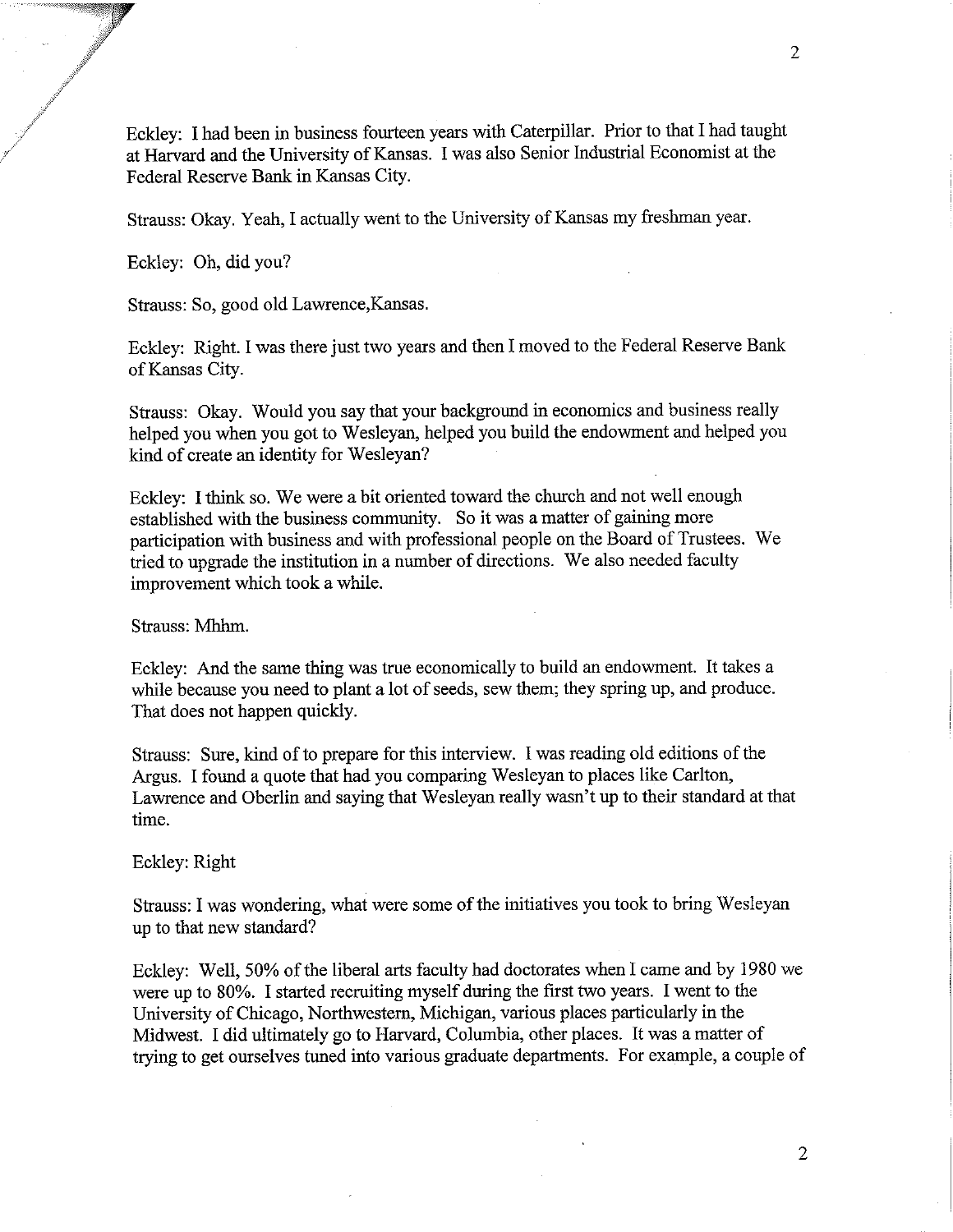Eckley: I had been in business fourteen years with Caterpillar. Prior to that I had taught at Harvard and the University of Kansas. I was also Senior Industrial Economist at the Federal Reserve Bank in Kansas City.

Strauss: Okay. Yeah, I actually went to the University of Kansas my freshman year.

Eckley: Oh, did you?

Strauss: So, good old Lawrence,Kansas.

Eckley: Right. I was there just two years and then I moved to the Federal Reserve Bank of Kansas City.

Strauss: Okay. Would you say that your background in economics and business really helped you when you got to Wesleyan, helped you build the endowment and helped you kind of create an identity for Wesleyan?

Eckley: I think so. We were a bit oriented toward the church and not well enough established with the business community. So it was a matter of gaining more participation with business and with professional people on the Board of Trustees. We tried to upgrade the institution in a number of directions. We also needed faculty improvement which took a while.

Strauss: Mhhm.

Eckley: And the same thing was true economically to build an endowment. It takes a while because you need to plant a lot of seeds, sew them; they spring up, and produce. That does not happen quickly.

Strauss: Sure, kind of to prepare for this interview. I was reading old editions of the Argus. I found a quote that had you comparing Wesleyan to places like Carlton, Lawrence and Oberlin and saying that Wesleyan really wasn't up to their standard at that time.

Eckley: Right

Strauss: I was wondering, what were some of the initiatives you took to bring Wesleyan up to that new standard?

Eckley: Well, 50% of the liberal arts faculty had doctorates when I came and by 1980 we were up to 80%. I started recruiting myself during the first two years. I went to the University of Chicago, Northwestern, Michigan, various places particularly in the Midwest. I did ultimately go to Harvard, Columbia, other places. It was a matter of trying to get ourselves tuned into various graduate departments. For example, a couple of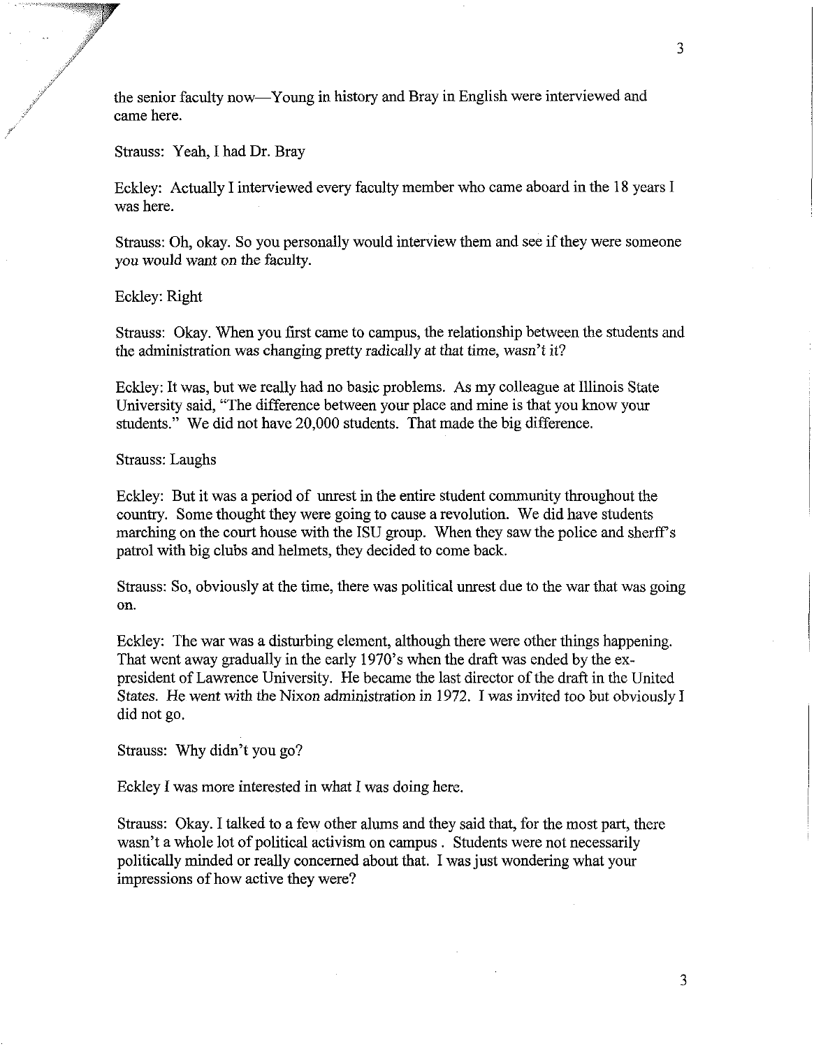the senior faculty now—Young in history and Bray in English were interviewed and came here.

Strauss: Yeah, I had Dr. Bray

Eckley: Actually I interviewed every faculty member who came aboard in the 18 years I was here.

Strauss: Oh, okay. So you personally would interview them and see if they were someone you would want on the faculty.

Eckley: Right

Strauss: Okay. When you first came to campus, the relationship between the students and the administration was changing pretty radically at that time, wasn't it?

Eckley: It was, but we really had no basic problems. As my colleague at Illinois State University said, "The difference between your place and mine is that you know your students." We did not have 20,000 students. That made the big difference.

Strauss: Laughs

Eckley: But it was a period of unrest in the entire student community throughout the country. Some thought they were going to cause a revolution. We did have students marching on the court house with the ISU group. When they saw the police and sherff's patrol with big clubs and helmets, they decided to come back.

Strauss: So, obviously at the time, there was political unrest due to the war that was going on.

Eckley: The war was a disturbing element, although there were other things happening. That went away gradually in the early 1970's when the draft was ended by the ex-president of Lawrence University. He became the last director of the draft in the United States. He went with the Nixon administration in 1972. I was invited too but obviously I did not go.

Strauss: Why didn't you go?

Eckley I was more interested in what I was doing here.

Strauss: Okay. I talked to a few other alums and they said that, for the most part, there wasn't a whole lot of political activism on campus . Students were not necessarily politically minded or really concerned about that. I was just wondering what your impressions of how active they were?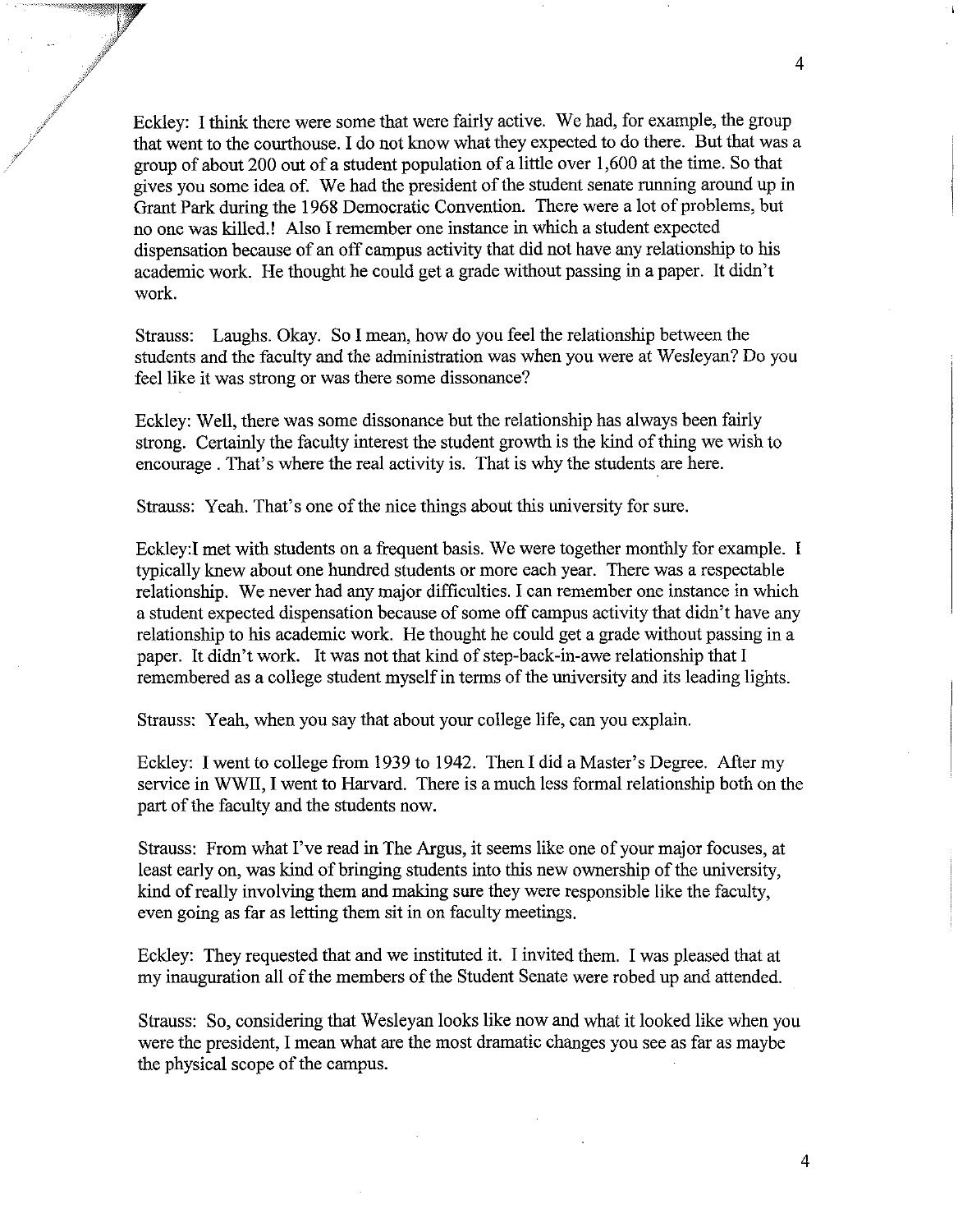Eckley: I think there were some that were fairly active. We had, for example, the group that went to the courthouse. I do not know what they expected to do there. But that was a group of about 200 out of a student population of a little over 1,600 at the time. So that gives you some idea of. We had the president of the student senate running around up in Grant Park during the 1968 Democratic Convention. There were a lot of problems, but no one was killed.! Also I remember one instance in which a student expected dispensation because of an off campus activity that did not have any relationship to his academic work. He thought he could get a grade without passing in a paper. It didn't work.

Strauss: Laughs. Okay. So I mean, how do you feel the relationship between the students and the faculty and the administration was when you were at Wesleyan? Do you feel like it was strong or was there some dissonance?

Eckley: Well, there was some dissonance but the relationship has always been fairly strong. Certainly the faculty interest the student growth is the kind of thing we wish to encourage . That's where the real activity is. That is why the students are here.

Strauss: Yeah. That's one of the nice things about this university for sure.

Eckley:I met with students on a frequent basis. We were together monthly for example. I typically knew about one hundred students or more each year. There was a respectable relationship. We never had any major difficulties. I can remember one instance in which a student expected dispensation because of some off campus activity that didn't have any relationship to his academic work. He thought he could get a grade without passing in a paper. It didn't work. It was not that kind of step-back-in-awe relationship that I remembered as a college student myself in terms of the university and its leading lights.

Strauss: Yeah, when you say that about your college life, can you explain.

Eckley: I went to college from 1939 to 1942. Then I did a Master's Degree. After my service in WWII, I went to Harvard. There is a much less formal relationship both on the part of the faculty and the students now.

Strauss: From what I've read in The Argus, it seems like one of your major focuses, at least early on, was kind of bringing students into this new ownership of the university, kind of really involving them and making sure they were responsible like the faculty, even going as far as letting them sit in on faculty meetings.

Eckley: They requested that and we instituted it. I invited them. I was pleased that at my inauguration all of the members of the Student Senate were robed up and attended.

Strauss: So, considering that Wesleyan looks like now and what it looked like when you were the president, I mean what are the most dramatic changes you see as far as maybe the physical scope of the campus.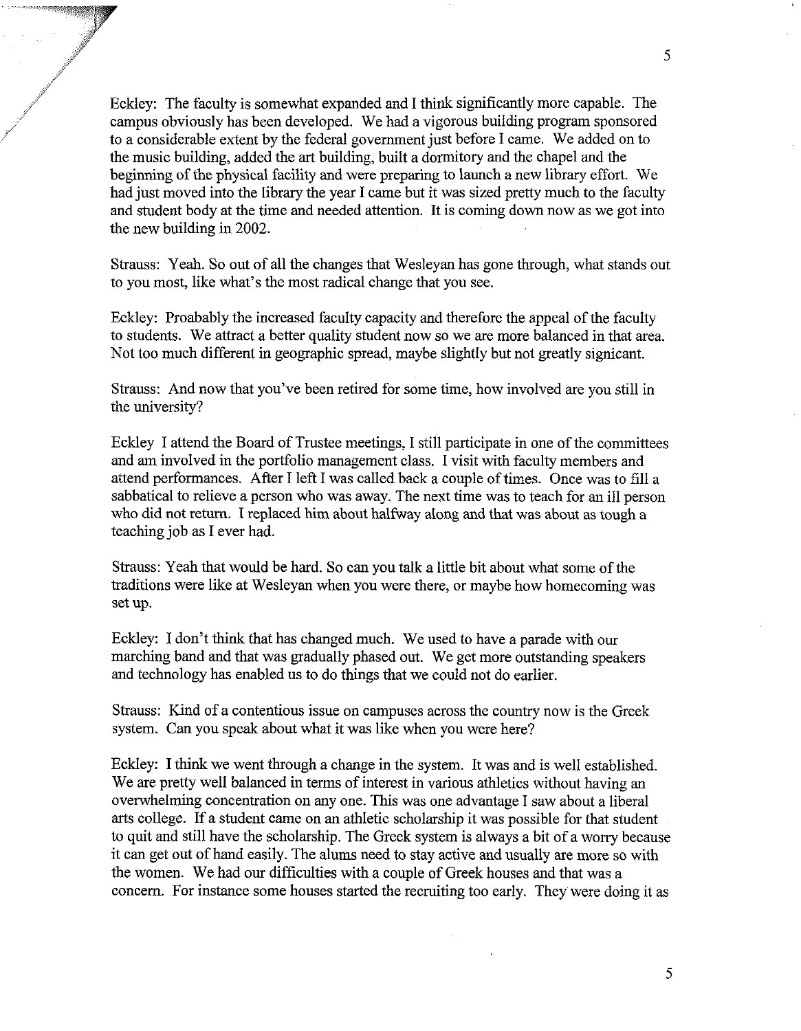Eckley: The faculty is somewhat expanded and I think significantly more capable. The campus obviously has been developed. We had a vigorous building program sponsored to a considerable extent by the federal government just before I came. We added on to the music building, added the art building, built a dormitory and the chapel and the beginning of the physical facility and were preparing to launch a new library effort. We had just moved into the library the year I came but it was sized pretty much to the faculty and student body at the time and needed attention. It is coming down now as we got into the new building in 2002.

Strauss: Yeah. So out of all the changes that Wesleyan has gone through, what stands out to you most, like what's the most radical change that you see.

Eckley: Proabably the increased faculty capacity and therefore the appeal of the faculty to students. We attract a better quality student now so we are more balanced in that area. Not too much different in geographic spread, maybe slightly but not greatly signicant.

Strauss: And now that you've been retired for some time, how involved are you still in the university?

Eckley I attend the Board of Trustee meetings, I still participate in one of the committees and am involved in the portfolio management class. I visit with faculty members and attend performances. After I left I was called back a couple of times. Once was to fill a sabbatical to relieve a person who was away. The next time was to teach for an ill person who did not return. I replaced him about halfway along and that was about as tough a teaching job as I ever had.

Strauss: Yeah that would be hard. So can you talk a little bit about what some of the traditions were like at Wesleyan when you were there, or maybe how homecoming was set up.

Eckley: I don't think that has changed much. We used to have a parade with our marching band and that was gradually phased out. We get more outstanding speakers and technology has enabled us to do things that we could not do earlier.

Strauss: Kind of a contentious issue on campuses across the country now is the Greek system. Can you speak about what it was like when you were here?

Eckley: I think we went through a change in the system. It was and is well established. We are pretty well balanced in terms of interest in various athletics without having an overwhelming concentration on any one. This was one advantage I saw about a liberal arts college. If a student came on an athletic scholarship it was possible for that student to quit and still have the scholarship. The Greek system is always a bit of a worry because it can get out of hand easily. The alums need to stay active and usually are more so with the women. We had our difficulties with a couple of Greek houses and that was a concern. For instance some houses started the recruiting too early. They were doing it as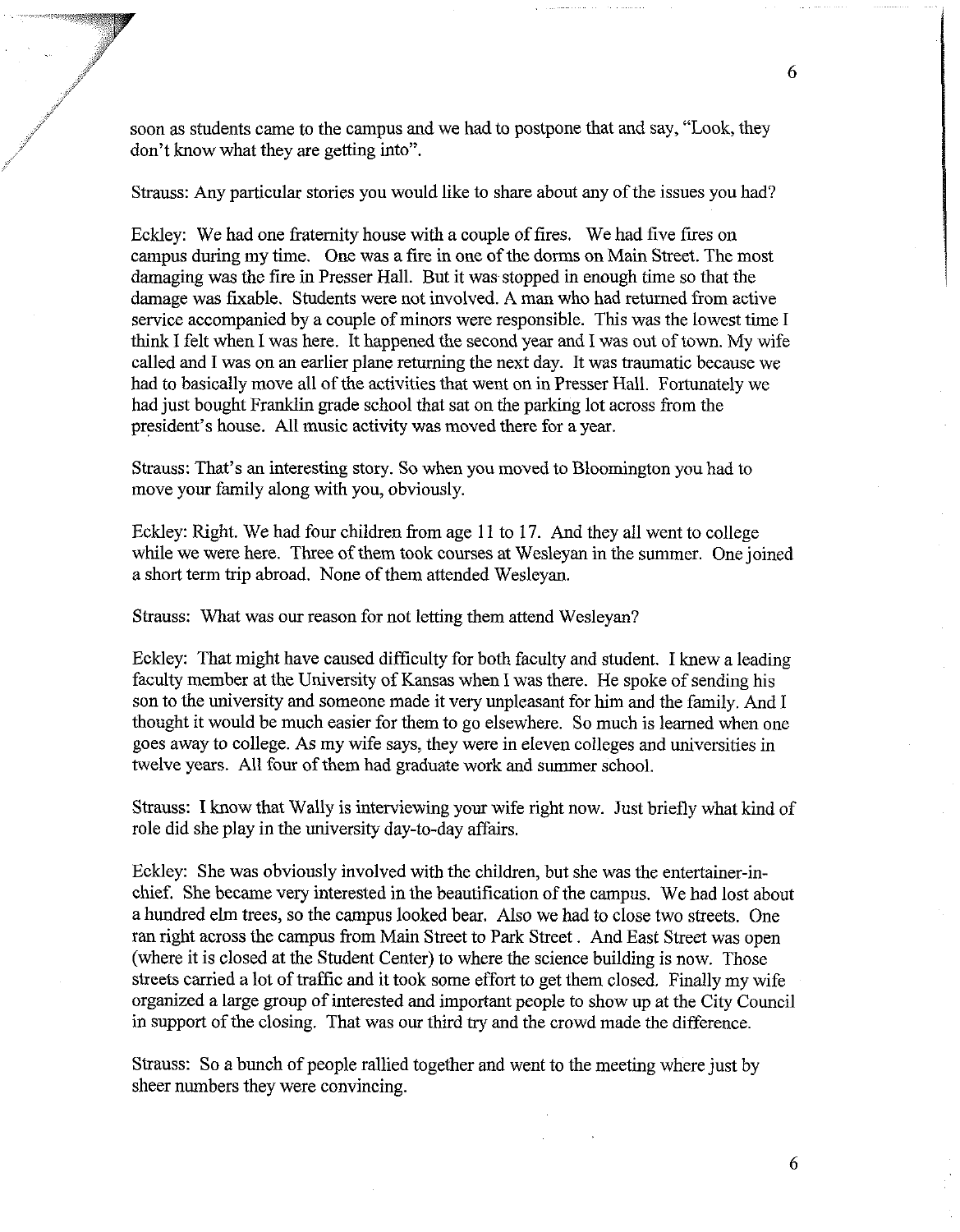soon as students came to the campus and we had to postpone that and say, "Look, they don't know what they are getting into".

Strauss: Any particular stories you would like to share about any of the issues you had?

Eckley: We had one fraternity house with a couple of fires. We had five fires on campus during my time. One was a fire in one of the dorms on Main Street. The most damaging was the fire in Presser Hall. But it was stopped in enough time so that the damage was fixable. Students were not involved. A man who had returned from active service accompanied by a couple of minors were responsible. This was the lowest time I think I felt when I was here. It happened the second year and I was out of town. My wife called and I was on an earlier plane returning the next day. It was traumatic because we had to basically move all of the activities that went on in Presser Hall. Fortunately we had just bought Franklin grade school that sat on the parking lot across from the president's house. All music activity was moved there for a year.

Strauss: That's an interesting story. So when you moved to Bloomington you had to move your family along with you, obviously.

Eckley: Right. We had four children from age 11 to 17. And they all went to college while we were here. Three of them took courses at Wesleyan in the summer. One joined a short term trip abroad. None of them attended Wesleyan.

Strauss: What was our reason for not letting them attend Wesleyan?

Eckley: That might have caused difficulty for both faculty and student. I knew a leading faculty member at the University of Kansas when I was there. He spoke of sending his son to the university and someone made it very unpleasant for him and the family. And I thought it would be much easier for them to go elsewhere. So much is learned when one goes away to college. As my wife says, they were in eleven colleges and universities in twelve years. All four of them had graduate work and summer school.

Strauss: I know that Wally is interviewing your wife right now. Just briefly what kind of role did she play in the university day-to-day affairs.

Eckley: She was obviously involved with the children, but she was the entertainer-in-chief. She became very interested in the beautification of the campus. We had lost about a hundred elm trees, so the campus looked bear. Also we had to close two streets. One ran right across the campus from Main Street to Park Street. And East Street was open (where it is closed at the Student Center) to where the science building is now. Those streets carried a lot of traffic and it took some effort to get them closed. Finally my wife organized a large group of interested and important people to show up at the City Council in support of the closing. That was our third try and the crowd made the difference.

Strauss: So a bunch of people rallied together and went to the meeting where just by sheer numbers they were convincing.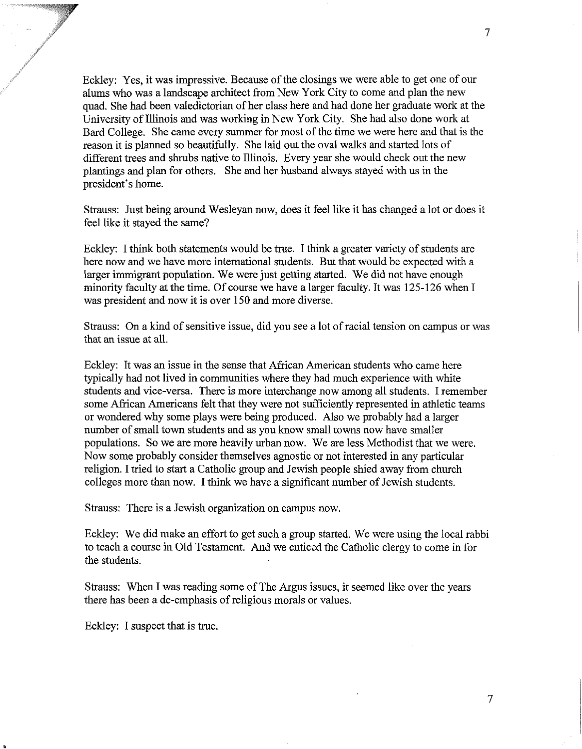Eckley: Yes, it was impressive. Because of the closings we were able to get one of our alums who was a landscape architect from New York City to come and plan the new quad. She had been valedictorian of her class here and had done her graduate work at the University of Illinois and was working in New York City. She had also done work at Bard College. She came every summer for most of the time we were here and that is the reason it is planned so beautifully. She laid out the oval walks and started lots of different trees and shrubs native to Illinois. Every year she would check out the new plantings and plan for others. She and her husband always stayed with us in the president's home.

Strauss: Just being around Wesleyan now, does it feel like it has changed a lot or does it feel like it stayed the same?

Eckley: I think both statements would be true. I think a greater variety of students are here now and we have more international students. But that would be expected with a larger immigrant population. We were just getting started. We did not have enough minority faculty at the time. Of course we have a larger faculty. It was 125-126 when I was president and now it is over 150 and more diverse.

Strauss: On a kind of sensitive issue, did you see a lot of racial tension on campus or was that an issue at all.

Eckley: It was an issue in the sense that African American students who came here typically had not lived in communities where they had much experience with white students and vice-versa. There is more interchange now among all students. I remember some African Americans felt that they were not sufficiently represented in athletic teams or wondered why some plays were being produced. Also we probably had a larger number of small town students and as you know small towns now have smaller populations. So we are more heavily urban now. We are less Methodist that we were. Now some probably consider themselves agnostic or not interested in any particular religion. I tried to start a Catholic group and Jewish people shied away from church colleges more than now. I think we have a significant number of Jewish students.

Strauss: There is a Jewish organization on campus now.

Eckley: We did make an effort to get such a group started. We were using the local rabbi to teach a course in Old Testament. And we enticed the Catholic clergy to come in for the students.

Strauss: When I was reading some of The Argus issues, it seemed like over the years there has been a de-emphasis of religious morals or values.

Eckley: I suspect that is true.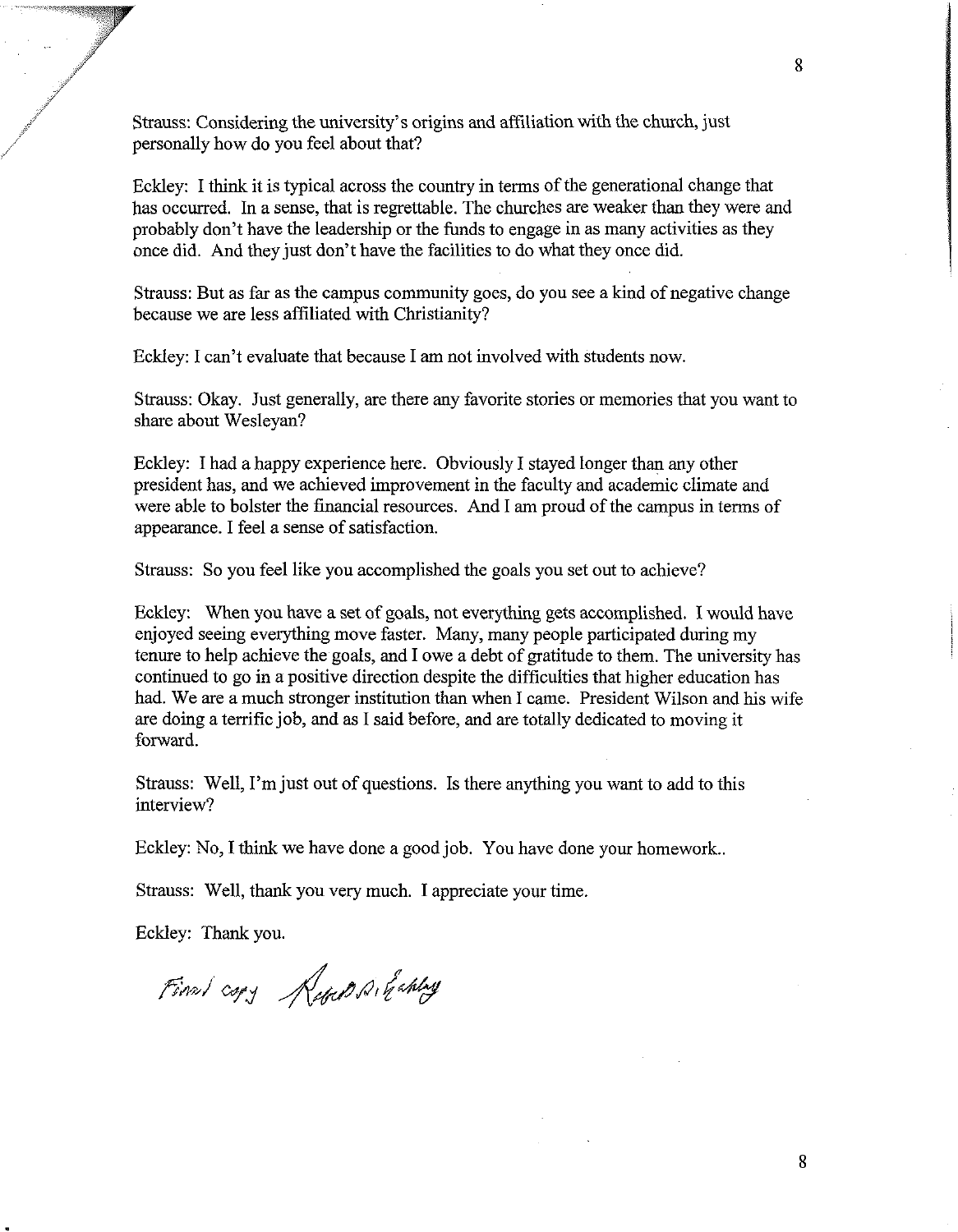Strauss: Considering the university's origins and affiliation with the church, just personally how do you feel about that?

Eckley: I think it is typical across the country in terms of the generational change that has occurred. In a sense, that is regrettable. The churches are weaker than they were and probably don't have the leadership or the funds to engage in as many activities as they once did. And they just don't have the facilities to do what they once did.

Strauss: But as far as the campus community goes, do you see a kind of negative change because we are less affiliated with Christianity?

Eckley: I can't evaluate that because I am not involved with students now.

Strauss: Okay. Just generally, are there any favorite stories or memories that you want to share about Wesleyan?

Eckley: I had a happy experience here. Obviously I stayed longer than any other president has, and we achieved improvement in the faculty and academic climate and were able to bolster the financial resources. And I am proud of the campus in terms of appearance. I feel a sense of satisfaction.

Strauss: So you feel like you accomplished the goals you set out to achieve?

Eckley: When you have a set of goals, not everything gets accomplished. I would have enjoyed seeing everything move faster. Many, many people participated during my tenure to help achieve the goals, and I owe a debt of gratitude to them. The university has continued to go in a positive direction despite the difficulties that higher education has had. We are a much stronger institution than when I came. President Wilson and his wife are doing a terrific job, and as I said before, and are totally dedicated to moving it forward.

Strauss: Well, I'm just out of questions. Is there anything you want to add to this interview?

Eckley: No, I think we have done a good job. You have done your homework..

Strauss: Well, thank you very much. I appreciate your time.

Eckley: Thank you.

*Final copy Robert S. Eckley*